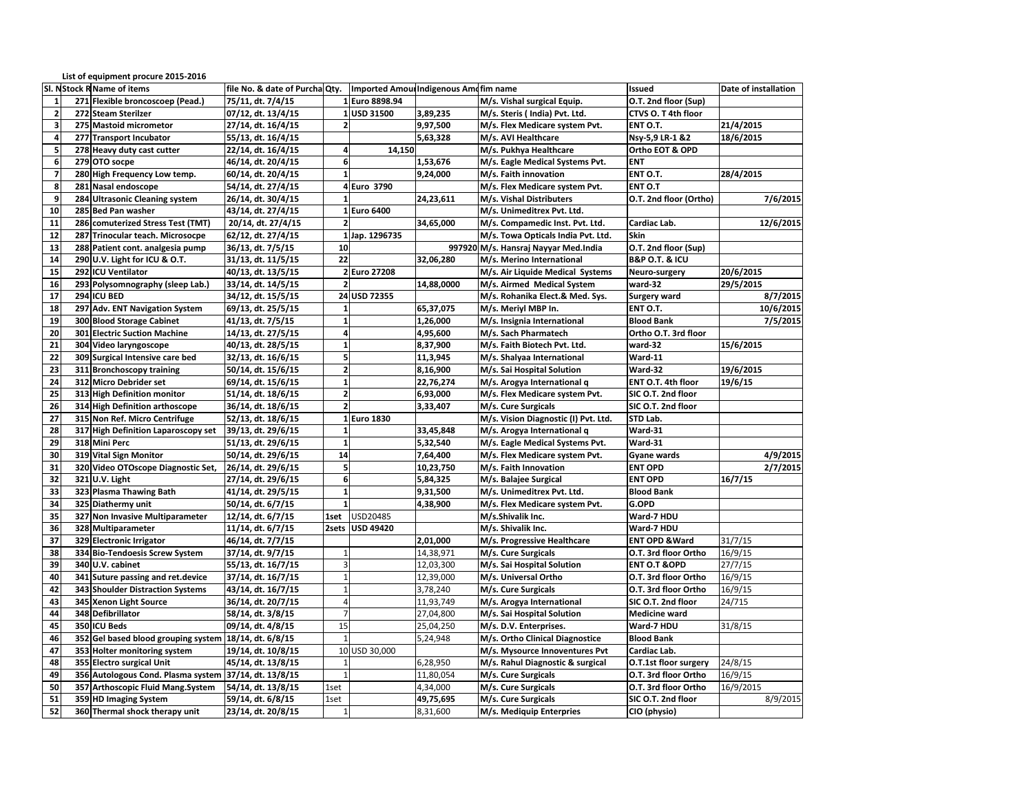List of equipment procure 2015-2016

| Sl. No | Stock R | Name of items | file No. & date of Purcha | Qty. | Imported Amount | Indigenous Amount | fim name | Issued | Date of installation |
|---|---|---|---|---|---|---|---|---|---|
| 1 | 271 | Flexible broncoscoep (Pead.) | 75/11, dt. 7/4/15 | 1 | Euro 8898.94 | | M/s. Vishal surgical Equip. | O.T. 2nd floor (Sup) | |
| 2 | 272 | Steam Sterilzer | 07/12, dt. 13/4/15 | 1 | USD 31500 | 3,89,235 | M/s. Steris ( India) Pvt. Ltd. | CTVS O. T 4th floor | |
| 3 | 275 | Mastoid micrometor | 27/14, dt. 16/4/15 | 2 | | 9,97,500 | M/s. Flex Medicare system Pvt. | ENT O.T. | 21/4/2015 |
| 4 | 277 | Transport Incubator | 55/13, dt. 16/4/15 | | | 5,63,328 | M/s. AVI Healthcare | Nsy-5,9 LR-1 &2 | 18/6/2015 |
| 5 | 278 | Heavy duty cast cutter | 22/14, dt. 16/4/15 | 4 | 14,150 | | M/s. Pukhya Healthcare | Ortho EOT & OPD | |
| 6 | 279 | OTO socpe | 46/14, dt. 20/4/15 | 6 | | 1,53,676 | M/s. Eagle Medical Systems Pvt. | ENT | |
| 7 | 280 | High Frequency Low temp. | 60/14, dt. 20/4/15 | 1 | | 9,24,000 | M/s. Faith innovation | ENT O.T. | 28/4/2015 |
| 8 | 281 | Nasal endoscope | 54/14, dt. 27/4/15 | 4 | Euro 3790 | | M/s. Flex Medicare system Pvt. | ENT O.T | |
| 9 | 284 | Ultrasonic Cleaning system | 26/14, dt. 30/4/15 | 1 | | 24,23,611 | M/s. Vishal Distributers | O.T. 2nd floor (Ortho) | 7/6/2015 |
| 10 | 285 | Bed Pan washer | 43/14, dt. 27/4/15 | 1 | Euro 6400 | | M/s. Unimeditrex Pvt. Ltd. | | |
| 11 | 286 | comuterized Stress Test (TMT) | 20/14, dt. 27/4/15 | 2 | | 34,65,000 | M/s. Compamedic Inst. Pvt. Ltd. | Cardiac Lab. | 12/6/2015 |
| 12 | 287 | Trinocular teach. Microsocpe | 62/12, dt. 27/4/15 | 1 | Jap. 1296735 | | M/s. Towa Opticals India Pvt. Ltd. | Skin | |
| 13 | 288 | Patient cont. analgesia pump | 36/13, dt. 7/5/15 | 10 | | 997920 | M/s. Hansraj Nayyar Med.India | O.T. 2nd floor (Sup) | |
| 14 | 290 | U.V. Light for ICU & O.T. | 31/13, dt. 11/5/15 | 22 | | 32,06,280 | M/s. Merino International | B&P O.T. & ICU | |
| 15 | 292 | ICU Ventilator | 40/13, dt. 13/5/15 | 2 | Euro 27208 | | M/s. Air Liquide Medical Systems | Neuro-surgery | 20/6/2015 |
| 16 | 293 | Polysomnography (sleep Lab.) | 33/14, dt. 14/5/15 | 2 | | 14,88,0000 | M/s. Airmed Medical System | ward-32 | 29/5/2015 |
| 17 | 294 | ICU BED | 34/12, dt. 15/5/15 | 24 | USD 72355 | | M/s. Rohanika Elect.& Med. Sys. | Surgery ward | 8/7/2015 |
| 18 | 297 | Adv. ENT Navigation System | 69/13, dt. 25/5/15 | 1 | | 65,37,075 | M/s. Meriyl MBP In. | ENT O.T. | 10/6/2015 |
| 19 | 300 | Blood Storage Cabinet | 41/13, dt. 7/5/15 | 1 | | 1,26,000 | M/s. Insignia International | Blood Bank | 7/5/2015 |
| 20 | 301 | Electric Suction Machine | 14/13, dt. 27/5/15 | 4 | | 4,95,600 | M/s. Sach Pharmatech | Ortho O.T. 3rd floor | |
| 21 | 304 | Video laryngoscope | 40/13, dt. 28/5/15 | 1 | | 8,37,900 | M/s. Faith Biotech Pvt. Ltd. | ward-32 | 15/6/2015 |
| 22 | 309 | Surgical Intensive care bed | 32/13, dt. 16/6/15 | 5 | | 11,3,945 | M/s. Shalyaa International | Ward-11 | |
| 23 | 311 | Bronchoscopy training | 50/14, dt. 15/6/15 | 2 | | 8,16,900 | M/s. Sai Hospital Solution | Ward-32 | 19/6/2015 |
| 24 | 312 | Micro Debrider set | 69/14, dt. 15/6/15 | 1 | | 22,76,274 | M/s. Arogya International q | ENT O.T. 4th floor | 19/6/15 |
| 25 | 313 | High Definition monitor | 51/14, dt. 18/6/15 | 2 | | 6,93,000 | M/s. Flex Medicare system Pvt. | SIC O.T. 2nd floor | |
| 26 | 314 | High Definition arthoscope | 36/14, dt. 18/6/15 | 2 | | 3,33,407 | M/s. Cure Surgicals | SIC O.T. 2nd floor | |
| 27 | 315 | Non Ref. Micro Centrifuge | 52/13, dt. 18/6/15 | 1 | Euro 1830 | | M/s. Vision Diagnostic (I) Pvt. Ltd. | STD Lab. | |
| 28 | 317 | High Definition Laparoscopy set | 39/13, dt. 29/6/15 | 1 | | 33,45,848 | M/s. Arogya International q | Ward-31 | |
| 29 | 318 | Mini Perc | 51/13, dt. 29/6/15 | 1 | | 5,32,540 | M/s. Eagle Medical Systems Pvt. | Ward-31 | |
| 30 | 319 | Vital Sign Monitor | 50/14, dt. 29/6/15 | 14 | | 7,64,400 | M/s. Flex Medicare system Pvt. | Gyane wards | 4/9/2015 |
| 31 | 320 | Video OTOscope Diagnostic Set, | 26/14, dt. 29/6/15 | 5 | | 10,23,750 | M/s. Faith Innovation | ENT OPD | 2/7/2015 |
| 32 | 321 | U.V. Light | 27/14, dt. 29/6/15 | 6 | | 5,84,325 | M/s. Balajee Surgical | ENT OPD | 16/7/15 |
| 33 | 323 | Plasma Thawing Bath | 41/14, dt. 29/5/15 | 1 | | 9,31,500 | M/s. Unimeditrex Pvt. Ltd. | Blood Bank | |
| 34 | 325 | Diathermy unit | 50/14, dt. 6/7/15 | 1 | | 4,38,900 | M/s. Flex Medicare system Pvt. | G.OPD | |
| 35 | 327 | Non Invasive Multiparameter | 12/14, dt. 6/7/15 | 1set | USD20485 | | M/s.Shivalik Inc. | Ward-7 HDU | |
| 36 | 328 | Multiparameter | 11/14, dt. 6/7/15 | 2sets | USD 49420 | | M/s. Shivalik Inc. | Ward-7 HDU | |
| 37 | 329 | Electronic Irrigator | 46/14, dt. 7/7/15 | | | 2,01,000 | M/s. Progressive Healthcare | ENT OPD &Ward | 31/7/15 |
| 38 | 334 | Bio-Tendoesis Screw System | 37/14, dt. 9/7/15 | 1 | | 14,38,971 | M/s. Cure Surgicals | O.T. 3rd floor Ortho | 16/9/15 |
| 39 | 340 | U.V. cabinet | 55/13, dt. 16/7/15 | 3 | | 12,03,300 | M/s. Sai Hospital Solution | ENT O.T &OPD | 27/7/15 |
| 40 | 341 | Suture passing and ret.device | 37/14, dt. 16/7/15 | 1 | | 12,39,000 | M/s. Universal Ortho | O.T. 3rd floor Ortho | 16/9/15 |
| 42 | 343 | Shoulder Distraction Systems | 43/14, dt. 16/7/15 | 1 | | 3,78,240 | M/s. Cure Surgicals | O.T. 3rd floor Ortho | 16/9/15 |
| 43 | 345 | Xenon Light Source | 36/14, dt. 20/7/15 | 4 | | 11,93,749 | M/s. Arogya International | SIC O.T. 2nd floor | 24/715 |
| 44 | 348 | Defibrillator | 58/14, dt. 3/8/15 | 7 | | 27,04,800 | M/s. Sai Hospital Solution | Medicine ward | |
| 45 | 350 | ICU Beds | 09/14, dt. 4/8/15 | 15 | | 25,04,250 | M/s. D.V. Enterprises. | Ward-7 HDU | 31/8/15 |
| 46 | 352 | Gel based blood grouping system | 18/14, dt. 6/8/15 | 1 | | 5,24,948 | M/s. Ortho Clinical Diagnostice | Blood Bank | |
| 47 | 353 | Holter monitoring system | 19/14, dt. 10/8/15 | 10 | USD 30,000 | | M/s. Mysource Innoventures Pvt | Cardiac Lab. | |
| 48 | 355 | Electro surgical Unit | 45/14, dt. 13/8/15 | 1 | | 6,28,950 | M/s. Rahul Diagnostic & surgical | O.T.1st floor surgery | 24/8/15 |
| 49 | 356 | Autologous Cond. Plasma system | 37/14, dt. 13/8/15 | 1 | | 11,80,054 | M/s. Cure Surgicals | O.T. 3rd floor Ortho | 16/9/15 |
| 50 | 357 | Arthoscopic Fluid Mang.System | 54/14, dt. 13/8/15 | 1set | | 4,34,000 | M/s. Cure Surgicals | O.T. 3rd floor Ortho | 16/9/2015 |
| 51 | 359 | HD Imaging System | 59/14, dt. 6/8/15 | 1set | | 49,75,695 | M/s. Cure Surgicals | SIC O.T. 2nd floor | 8/9/2015 |
| 52 | 360 | Thermal shock therapy unit | 23/14, dt. 20/8/15 | 1 | | 8,31,600 | M/s. Mediquip Enterprises | CIO (physio) | |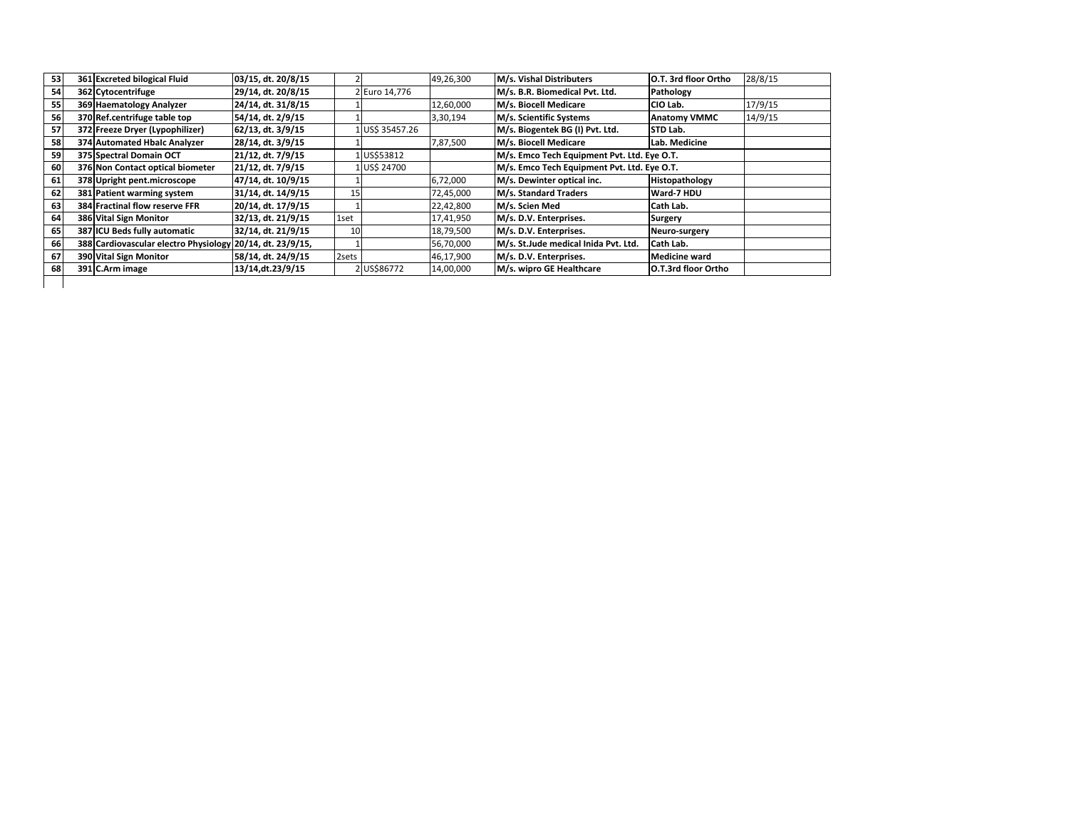| | | | | | | | | | |
|---|---|---|---|---|---|---|---|---|---|
| 53 | 361 | **Excreted bilogical Fluid** | **03/15, dt. 20/8/15** | 2 | | 49,26,300 | **M/s. Vishal Distributers** | **O.T. 3rd floor Ortho** | 28/8/15 |
| 54 | 362 | **Cytocentrifuge** | **29/14, dt. 20/8/15** | 2 | Euro 14,776 | | **M/s. B.R. Biomedical Pvt. Ltd.** | **Pathology** | |
| 55 | 369 | **Haematology Analyzer** | **24/14, dt. 31/8/15** | 1 | | 12,60,000 | **M/s. Biocell Medicare** | **CIO Lab.** | 17/9/15 |
| 56 | 370 | **Ref.centrifuge table top** | **54/14, dt. 2/9/15** | 1 | | 3,30,194 | **M/s. Scientific Systems** | **Anatomy VMMC** | 14/9/15 |
| 57 | 372 | **Freeze Dryer (Lypophilizer)** | **62/13, dt. 3/9/15** | 1 | US$ 35457.26 | | **M/s. Biogentek BG (I) Pvt. Ltd.** | **STD Lab.** | |
| 58 | 374 | **Automated Hbalc Analyzer** | **28/14, dt. 3/9/15** | 1 | | 7,87,500 | **M/s. Biocell Medicare** | **Lab. Medicine** | |
| 59 | 375 | **Spectral Domain OCT** | **21/12, dt. 7/9/15** | 1 | US$53812 | | **M/s. Emco Tech Equipment Pvt. Ltd.** | **Eye O.T.** | |
| 60 | 376 | **Non Contact optical biometer** | **21/12, dt. 7/9/15** | 1 | US$ 24700 | | **M/s. Emco Tech Equipment Pvt. Ltd.** | **Eye O.T.** | |
| 61 | 378 | **Upright pent.microscope** | **47/14, dt. 10/9/15** | 1 | | 6,72,000 | **M/s. Dewinter optical inc.** | **Histopathology** | |
| 62 | 381 | **Patient warming system** | **31/14, dt. 14/9/15** | 15 | | 72,45,000 | **M/s. Standard Traders** | **Ward-7 HDU** | |
| 63 | 384 | **Fractinal flow reserve FFR** | **20/14, dt. 17/9/15** | 1 | | 22,42,800 | **M/s. Scien Med** | **Cath Lab.** | |
| 64 | 386 | **Vital Sign Monitor** | **32/13, dt. 21/9/15** | 1set | | 17,41,950 | **M/s. D.V. Enterprises.** | **Surgery** | |
| 65 | 387 | **ICU Beds fully automatic** | **32/14, dt. 21/9/15** | 10 | | 18,79,500 | **M/s. D.V. Enterprises.** | **Neuro-surgery** | |
| 66 | 388 | **Cardiovascular electro Physiology** | **20/14, dt. 23/9/15,** | 1 | | 56,70,000 | **M/s. St.Jude medical Inida Pvt. Ltd.** | **Cath Lab.** | |
| 67 | 390 | **Vital Sign Monitor** | **58/14, dt. 24/9/15** | 2sets | | 46,17,900 | **M/s. D.V. Enterprises.** | **Medicine ward** | |
| 68 | 391 | **C.Arm image** | **13/14,dt.23/9/15** | 2 | US$86772 | 14,00,000 | **M/s. wipro GE Healthcare** | **O.T.3rd floor Ortho** | |